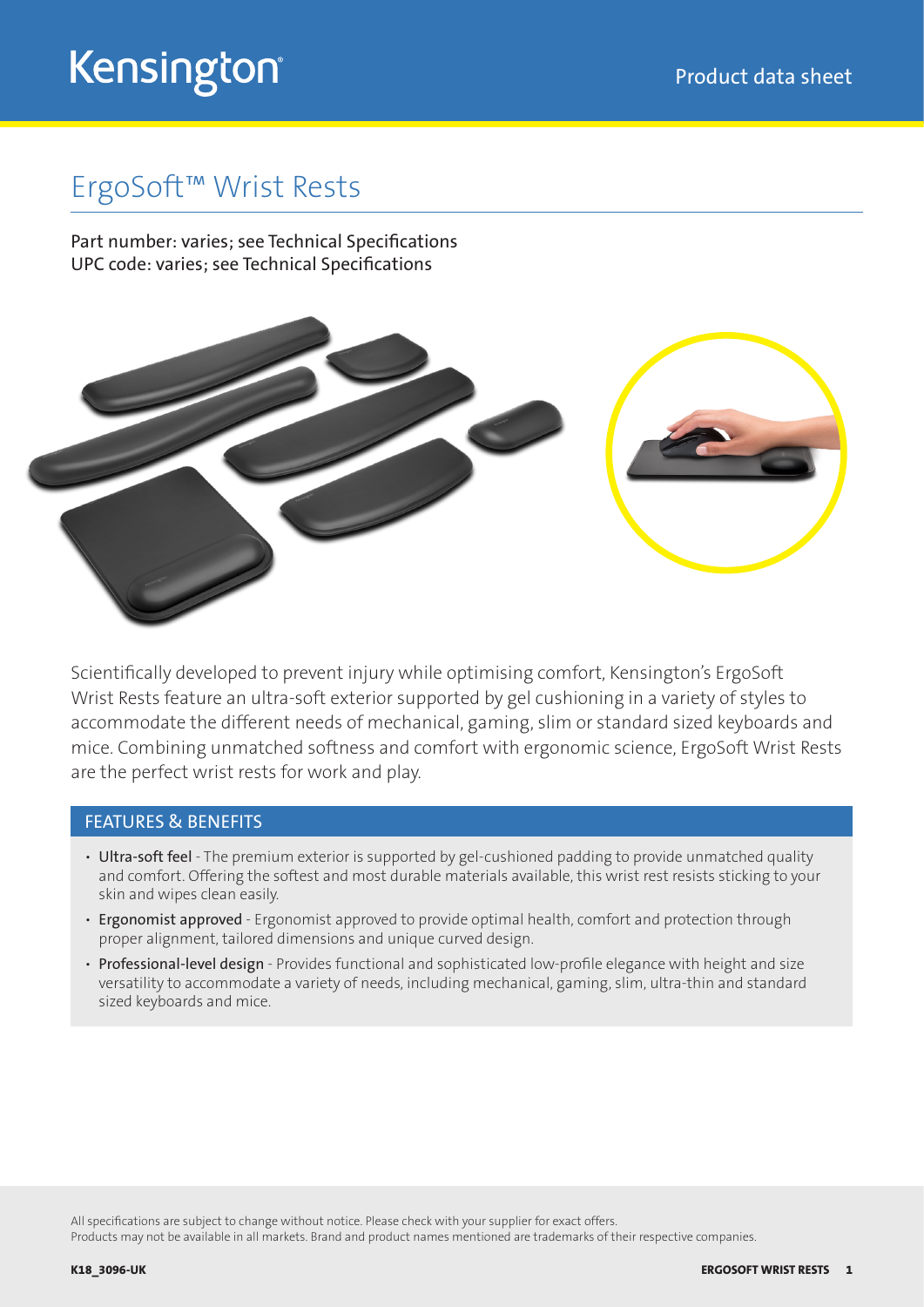Kensington

Product data sheet

# ErgoSoft™ Wrist Rests

Part number: varies; see Technical Specifications
UPC code: varies; see Technical Specifications

Scientifically developed to prevent injury while optimising comfort, Kensington's ErgoSoft Wrist Rests feature an ultra-soft exterior supported by gel cushioning in a variety of styles to accommodate the different needs of mechanical, gaming, slim or standard sized keyboards and mice. Combining unmatched softness and comfort with ergonomic science, ErgoSoft Wrist Rests are the perfect wrist rests for work and play.

## FEATURES & BENEFITS

- Ultra-soft feel - The premium exterior is supported by gel-cushioned padding to provide unmatched quality and comfort. Offering the softest and most durable materials available, this wrist rest resists sticking to your skin and wipes clean easily.
- Ergonomist approved - Ergonomist approved to provide optimal health, comfort and protection through proper alignment, tailored dimensions and unique curved design.
- Professional-level design - Provides functional and sophisticated low-profile elegance with height and size versatility to accommodate a variety of needs, including mechanical, gaming, slim, ultra-thin and standard sized keyboards and mice.

All specifications are subject to change without notice. Please check with your supplier for exact offers.
Products may not be available in all markets. Brand and product names mentioned are trademarks of their respective companies.

K18_3096-UK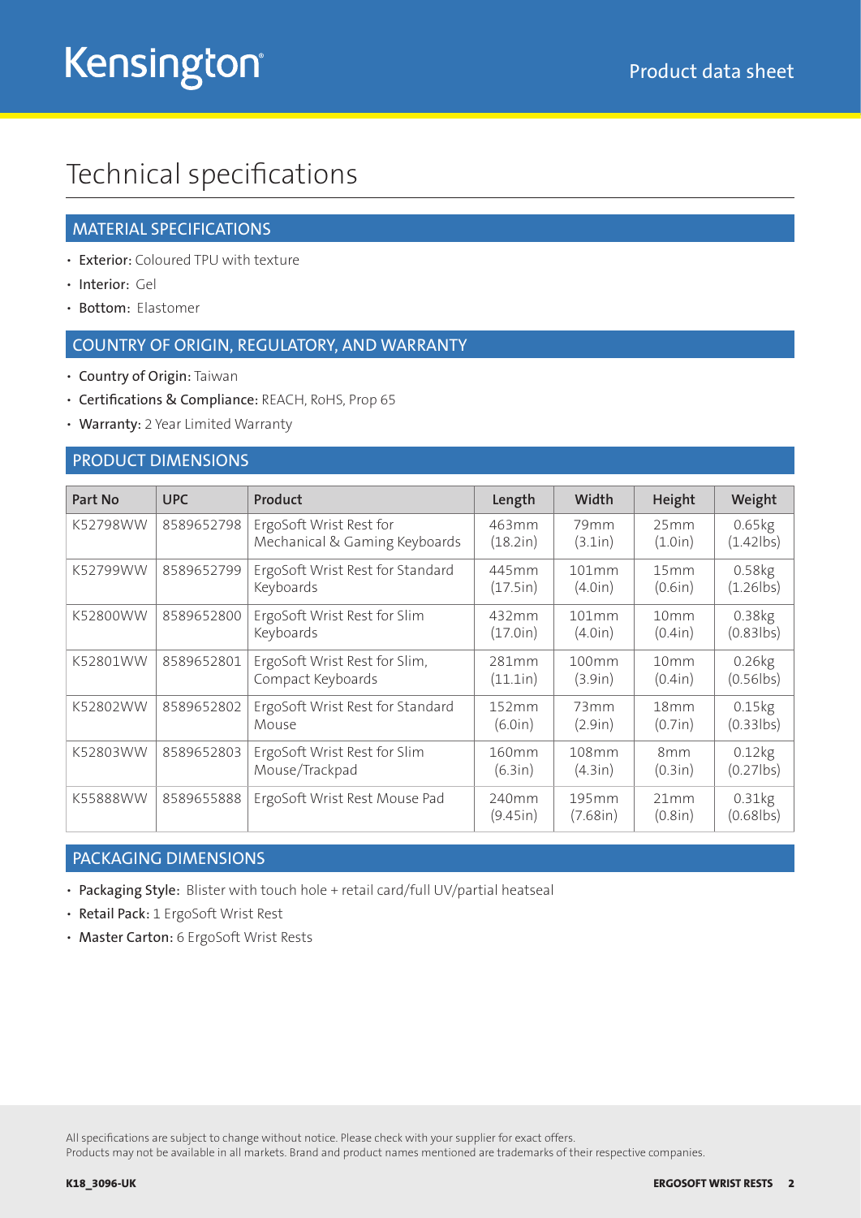# Technical specifications

## MATERIAL SPECIFICATIONS

- **Exterior:** Coloured TPU with texture
- **Interior:** Gel
- **Bottom:** Elastomer

## COUNTRY OF ORIGIN, REGULATORY, AND WARRANTY

- **Country of Origin:** Taiwan
- **Certifications & Compliance:** REACH, RoHS, Prop 65
- **Warranty:** 2 Year Limited Warranty

## PRODUCT DIMENSIONS

| Part No | UPC | Product | Length | Width | Height | Weight |
|---|---|---|---|---|---|---|
| K52798WW | 8589652798 | ErgoSoft Wrist Rest for Mechanical & Gaming Keyboards | 463mm (18.2in) | 79mm (3.1in) | 25mm (1.0in) | 0.65kg (1.42lbs) |
| K52799WW | 8589652799 | ErgoSoft Wrist Rest for Standard Keyboards | 445mm (17.5in) | 101mm (4.0in) | 15mm (0.6in) | 0.58kg (1.26lbs) |
| K52800WW | 8589652800 | ErgoSoft Wrist Rest for Slim Keyboards | 432mm (17.0in) | 101mm (4.0in) | 10mm (0.4in) | 0.38kg (0.83lbs) |
| K52801WW | 8589652801 | ErgoSoft Wrist Rest for Slim, Compact Keyboards | 281mm (11.1in) | 100mm (3.9in) | 10mm (0.4in) | 0.26kg (0.56lbs) |
| K52802WW | 8589652802 | ErgoSoft Wrist Rest for Standard Mouse | 152mm (6.0in) | 73mm (2.9in) | 18mm (0.7in) | 0.15kg (0.33lbs) |
| K52803WW | 8589652803 | ErgoSoft Wrist Rest for Slim Mouse/Trackpad | 160mm (6.3in) | 108mm (4.3in) | 8mm (0.3in) | 0.12kg (0.27lbs) |
| K55888WW | 8589655888 | ErgoSoft Wrist Rest Mouse Pad | 240mm (9.45in) | 195mm (7.68in) | 21mm (0.8in) | 0.31kg (0.68lbs) |

## PACKAGING DIMENSIONS

- **Packaging Style:** Blister with touch hole + retail card/full UV/partial heatseal
- **Retail Pack:** 1 ErgoSoft Wrist Rest
- **Master Carton:** 6 ErgoSoft Wrist Rests

All specifications are subject to change without notice. Please check with your supplier for exact offers.
Products may not be available in all markets. Brand and product names mentioned are trademarks of their respective companies.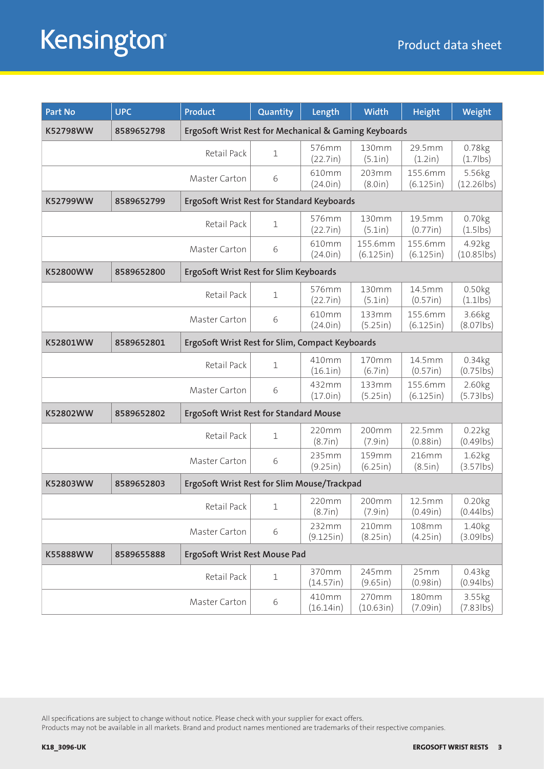Kensington

Product data sheet

| Part No | UPC | Product | Quantity | Length | Width | Height | Weight |
|---|---|---|---|---|---|---|---|
| K52798WW | 8589652798 | ErgoSoft Wrist Rest for Mechanical & Gaming Keyboards | | | | | |
| | | Retail Pack | 1 | 576mm (22.7in) | 130mm (5.1in) | 29.5mm (1.2in) | 0.78kg (1.7lbs) |
| | | Master Carton | 6 | 610mm (24.0in) | 203mm (8.0in) | 155.6mm (6.125in) | 5.56kg (12.26lbs) |
| K52799WW | 8589652799 | ErgoSoft Wrist Rest for Standard Keyboards | | | | | |
| | | Retail Pack | 1 | 576mm (22.7in) | 130mm (5.1in) | 19.5mm (0.77in) | 0.70kg (1.5lbs) |
| | | Master Carton | 6 | 610mm (24.0in) | 155.6mm (6.125in) | 155.6mm (6.125in) | 4.92kg (10.85lbs) |
| K52800WW | 8589652800 | ErgoSoft Wrist Rest for Slim Keyboards | | | | | |
| | | Retail Pack | 1 | 576mm (22.7in) | 130mm (5.1in) | 14.5mm (0.57in) | 0.50kg (1.1lbs) |
| | | Master Carton | 6 | 610mm (24.0in) | 133mm (5.25in) | 155.6mm (6.125in) | 3.66kg (8.07lbs) |
| K52801WW | 8589652801 | ErgoSoft Wrist Rest for Slim, Compact Keyboards | | | | | |
| | | Retail Pack | 1 | 410mm (16.1in) | 170mm (6.7in) | 14.5mm (0.57in) | 0.34kg (0.75lbs) |
| | | Master Carton | 6 | 432mm (17.0in) | 133mm (5.25in) | 155.6mm (6.125in) | 2.60kg (5.73lbs) |
| K52802WW | 8589652802 | ErgoSoft Wrist Rest for Standard Mouse | | | | | |
| | | Retail Pack | 1 | 220mm (8.7in) | 200mm (7.9in) | 22.5mm (0.88in) | 0.22kg (0.49lbs) |
| | | Master Carton | 6 | 235mm (9.25in) | 159mm (6.25in) | 216mm (8.5in) | 1.62kg (3.57lbs) |
| K52803WW | 8589652803 | ErgoSoft Wrist Rest for Slim Mouse/Trackpad | | | | | |
| | | Retail Pack | 1 | 220mm (8.7in) | 200mm (7.9in) | 12.5mm (0.49in) | 0.20kg (0.44lbs) |
| | | Master Carton | 6 | 232mm (9.125in) | 210mm (8.25in) | 108mm (4.25in) | 1.40kg (3.09lbs) |
| K55888WW | 8589655888 | ErgoSoft Wrist Rest Mouse Pad | | | | | |
| | | Retail Pack | 1 | 370mm (14.57in) | 245mm (9.65in) | 25mm (0.98in) | 0.43kg (0.94lbs) |
| | | Master Carton | 6 | 410mm (16.14in) | 270mm (10.63in) | 180mm (7.09in) | 3.55kg (7.83lbs) |

All specifications are subject to change without notice. Please check with your supplier for exact offers.
Products may not be available in all markets. Brand and product names mentioned are trademarks of their respective companies.

K18_3096-UK